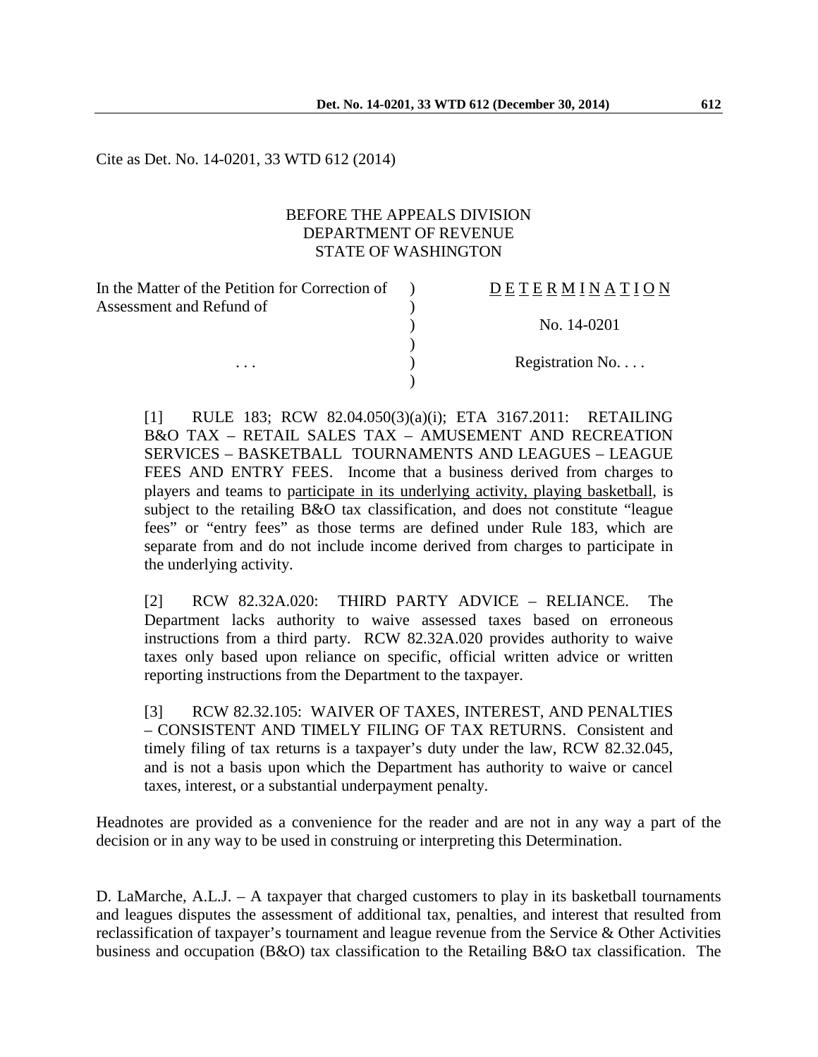Cite as Det. No. 14-0201, 33 WTD 612 (2014)

BEFORE THE APPEALS DIVISION
DEPARTMENT OF REVENUE
STATE OF WASHINGTON

| | | |
|---|---|---|
| In the Matter of the Petition for Correction of Assessment and Refund of | ) | **D E T E R M I N A T I O N** |
| | ) | No. 14-0201 |
| . . . | ) | Registration No. . . . |

[1] RULE 183; RCW 82.04.050(3)(a)(i); ETA 3167.2011: RETAILING B&O TAX – RETAIL SALES TAX – AMUSEMENT AND RECREATION SERVICES – BASKETBALL TOURNAMENTS AND LEAGUES – LEAGUE FEES AND ENTRY FEES. Income that a business derived from charges to players and teams to participate in its underlying activity, playing basketball, is subject to the retailing B&O tax classification, and does not constitute "league fees" or "entry fees" as those terms are defined under Rule 183, which are separate from and do not include income derived from charges to participate in the underlying activity.

[2] RCW 82.32A.020: THIRD PARTY ADVICE – RELIANCE. The Department lacks authority to waive assessed taxes based on erroneous instructions from a third party. RCW 82.32A.020 provides authority to waive taxes only based upon reliance on specific, official written advice or written reporting instructions from the Department to the taxpayer.

[3] RCW 82.32.105: WAIVER OF TAXES, INTEREST, AND PENALTIES – CONSISTENT AND TIMELY FILING OF TAX RETURNS. Consistent and timely filing of tax returns is a taxpayer's duty under the law, RCW 82.32.045, and is not a basis upon which the Department has authority to waive or cancel taxes, interest, or a substantial underpayment penalty.

Headnotes are provided as a convenience for the reader and are not in any way a part of the decision or in any way to be used in construing or interpreting this Determination.

D. LaMarche, A.L.J. – A taxpayer that charged customers to play in its basketball tournaments and leagues disputes the assessment of additional tax, penalties, and interest that resulted from reclassification of taxpayer's tournament and league revenue from the Service & Other Activities business and occupation (B&O) tax classification to the Retailing B&O tax classification. The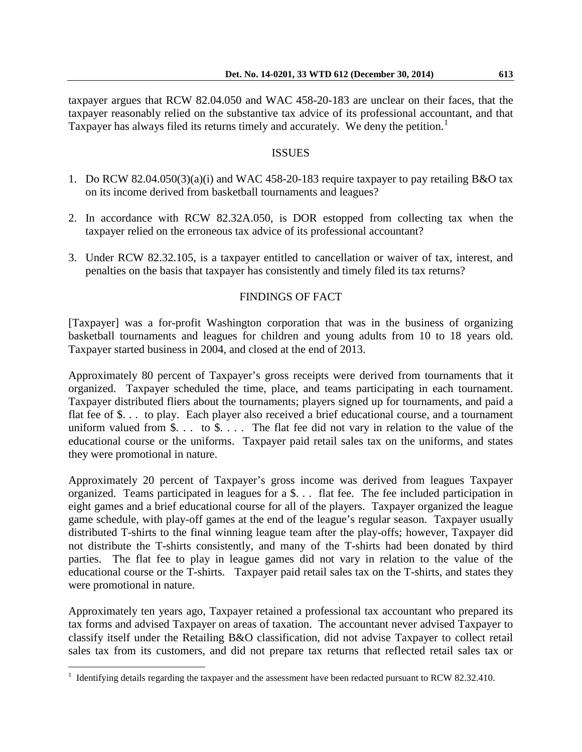taxpayer argues that RCW 82.04.050 and WAC 458-20-183 are unclear on their faces, that the taxpayer reasonably relied on the substantive tax advice of its professional accountant, and that Taxpayer has always filed its returns timely and accurately. We deny the petition.[1]

## ISSUES

1. Do RCW 82.04.050(3)(a)(i) and WAC 458-20-183 require taxpayer to pay retailing B&O tax on its income derived from basketball tournaments and leagues?
2. In accordance with RCW 82.32A.050, is DOR estopped from collecting tax when the taxpayer relied on the erroneous tax advice of its professional accountant?
3. Under RCW 82.32.105, is a taxpayer entitled to cancellation or waiver of tax, interest, and penalties on the basis that taxpayer has consistently and timely filed its tax returns?

## FINDINGS OF FACT

[Taxpayer] was a for-profit Washington corporation that was in the business of organizing basketball tournaments and leagues for children and young adults from 10 to 18 years old. Taxpayer started business in 2004, and closed at the end of 2013.

Approximately 80 percent of Taxpayer's gross receipts were derived from tournaments that it organized. Taxpayer scheduled the time, place, and teams participating in each tournament. Taxpayer distributed fliers about the tournaments; players signed up for tournaments, and paid a flat fee of $. . . to play. Each player also received a brief educational course, and a tournament uniform valued from $. . . to $. . . . The flat fee did not vary in relation to the value of the educational course or the uniforms. Taxpayer paid retail sales tax on the uniforms, and states they were promotional in nature.

Approximately 20 percent of Taxpayer's gross income was derived from leagues Taxpayer organized. Teams participated in leagues for a $. . . flat fee. The fee included participation in eight games and a brief educational course for all of the players. Taxpayer organized the league game schedule, with play-off games at the end of the league's regular season. Taxpayer usually distributed T-shirts to the final winning league team after the play-offs; however, Taxpayer did not distribute the T-shirts consistently, and many of the T-shirts had been donated by third parties. The flat fee to play in league games did not vary in relation to the value of the educational course or the T-shirts. Taxpayer paid retail sales tax on the T-shirts, and states they were promotional in nature.

Approximately ten years ago, Taxpayer retained a professional tax accountant who prepared its tax forms and advised Taxpayer on areas of taxation. The accountant never advised Taxpayer to classify itself under the Retailing B&O classification, did not advise Taxpayer to collect retail sales tax from its customers, and did not prepare tax returns that reflected retail sales tax or

[1] Identifying details regarding the taxpayer and the assessment have been redacted pursuant to RCW 82.32.410.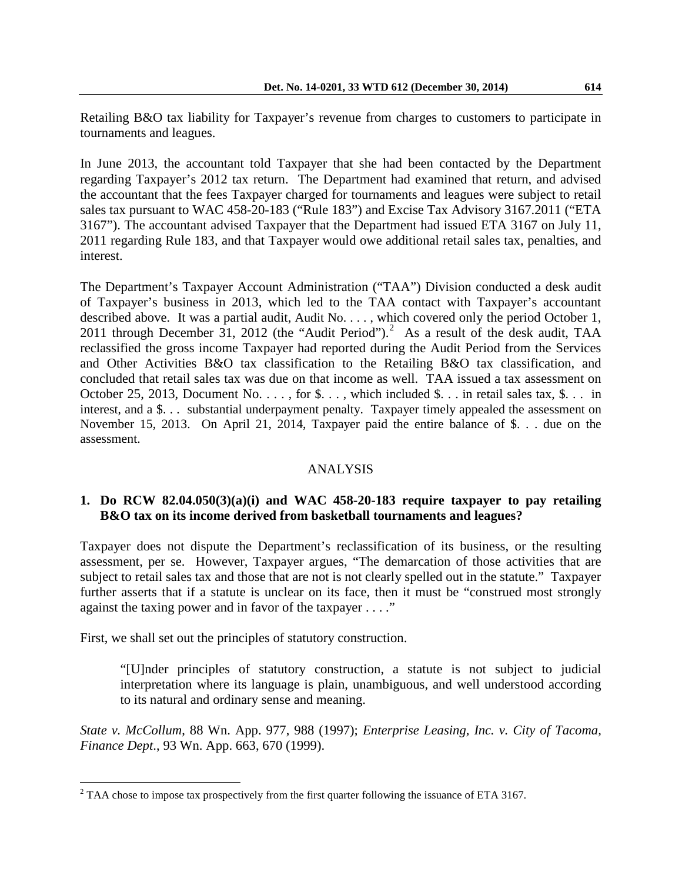Retailing B&O tax liability for Taxpayer's revenue from charges to customers to participate in tournaments and leagues.

In June 2013, the accountant told Taxpayer that she had been contacted by the Department regarding Taxpayer's 2012 tax return. The Department had examined that return, and advised the accountant that the fees Taxpayer charged for tournaments and leagues were subject to retail sales tax pursuant to WAC 458-20-183 ("Rule 183") and Excise Tax Advisory 3167.2011 ("ETA 3167"). The accountant advised Taxpayer that the Department had issued ETA 3167 on July 11, 2011 regarding Rule 183, and that Taxpayer would owe additional retail sales tax, penalties, and interest.

The Department's Taxpayer Account Administration ("TAA") Division conducted a desk audit of Taxpayer's business in 2013, which led to the TAA contact with Taxpayer's accountant described above. It was a partial audit, Audit No. . . . , which covered only the period October 1, 2011 through December 31, 2012 (the "Audit Period").[2] As a result of the desk audit, TAA reclassified the gross income Taxpayer had reported during the Audit Period from the Services and Other Activities B&O tax classification to the Retailing B&O tax classification, and concluded that retail sales tax was due on that income as well. TAA issued a tax assessment on October 25, 2013, Document No. . . . , for $. . . , which included $. . . in retail sales tax, $. . . in interest, and a $. . . substantial underpayment penalty. Taxpayer timely appealed the assessment on November 15, 2013. On April 21, 2014, Taxpayer paid the entire balance of $. . . due on the assessment.

## ANALYSIS

### 1. Do RCW 82.04.050(3)(a)(i) and WAC 458-20-183 require taxpayer to pay retailing B&O tax on its income derived from basketball tournaments and leagues?

Taxpayer does not dispute the Department's reclassification of its business, or the resulting assessment, per se. However, Taxpayer argues, "The demarcation of those activities that are subject to retail sales tax and those that are not is not clearly spelled out in the statute." Taxpayer further asserts that if a statute is unclear on its face, then it must be "construed most strongly against the taxing power and in favor of the taxpayer . . . ."

First, we shall set out the principles of statutory construction.

> "[U]nder principles of statutory construction, a statute is not subject to judicial interpretation where its language is plain, unambiguous, and well understood according to its natural and ordinary sense and meaning.

*State v. McCollum*, 88 Wn. App. 977, 988 (1997); *Enterprise Leasing, Inc. v. City of Tacoma, Finance Dept*., 93 Wn. App. 663, 670 (1999).

---

[2] TAA chose to impose tax prospectively from the first quarter following the issuance of ETA 3167.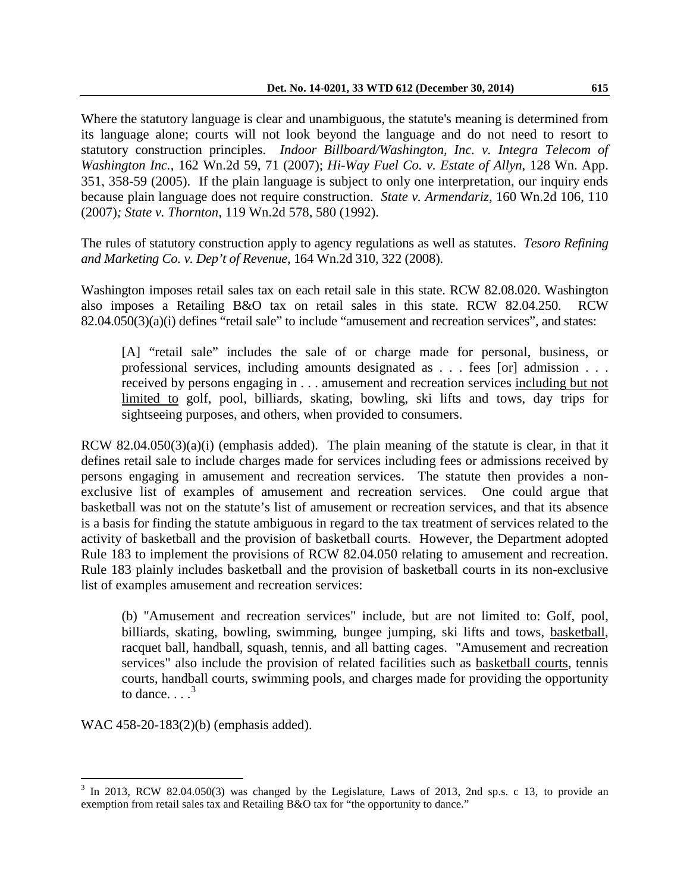Where the statutory language is clear and unambiguous, the statute's meaning is determined from its language alone; courts will not look beyond the language and do not need to resort to statutory construction principles. *Indoor Billboard/Washington, Inc. v. Integra Telecom of Washington Inc.*, 162 Wn.2d 59, 71 (2007); *Hi-Way Fuel Co. v. Estate of Allyn*, 128 Wn. App. 351, 358-59 (2005). If the plain language is subject to only one interpretation, our inquiry ends because plain language does not require construction. *State v. Armendariz,* 160 Wn.2d 106, 110 (2007)*; State v. Thornton,* 119 Wn.2d 578, 580 (1992).

The rules of statutory construction apply to agency regulations as well as statutes. *Tesoro Refining and Marketing Co. v. Dep't of Revenue*, 164 Wn.2d 310, 322 (2008).

Washington imposes retail sales tax on each retail sale in this state. RCW 82.08.020. Washington also imposes a Retailing B&O tax on retail sales in this state. RCW 82.04.250. RCW 82.04.050(3)(a)(i) defines "retail sale" to include "amusement and recreation services", and states:

> [A] "retail sale" includes the sale of or charge made for personal, business, or professional services, including amounts designated as . . . fees [or] admission . . . received by persons engaging in . . . amusement and recreation services <u>including but not limited to</u> golf, pool, billiards, skating, bowling, ski lifts and tows, day trips for sightseeing purposes, and others, when provided to consumers.

RCW 82.04.050(3)(a)(i) (emphasis added). The plain meaning of the statute is clear, in that it defines retail sale to include charges made for services including fees or admissions received by persons engaging in amusement and recreation services. The statute then provides a non-exclusive list of examples of amusement and recreation services. One could argue that basketball was not on the statute's list of amusement or recreation services, and that its absence is a basis for finding the statute ambiguous in regard to the tax treatment of services related to the activity of basketball and the provision of basketball courts. However, the Department adopted Rule 183 to implement the provisions of RCW 82.04.050 relating to amusement and recreation. Rule 183 plainly includes basketball and the provision of basketball courts in its non-exclusive list of examples amusement and recreation services:

> (b) "Amusement and recreation services" include, but are not limited to: Golf, pool, billiards, skating, bowling, swimming, bungee jumping, ski lifts and tows, <u>basketball</u>, racquet ball, handball, squash, tennis, and all batting cages. "Amusement and recreation services" also include the provision of related facilities such as <u>basketball courts</u>, tennis courts, handball courts, swimming pools, and charges made for providing the opportunity to dance. . . .[3]

WAC 458-20-183(2)(b) (emphasis added).

[3] In 2013, RCW 82.04.050(3) was changed by the Legislature, Laws of 2013, 2nd sp.s. c 13, to provide an exemption from retail sales tax and Retailing B&O tax for "the opportunity to dance."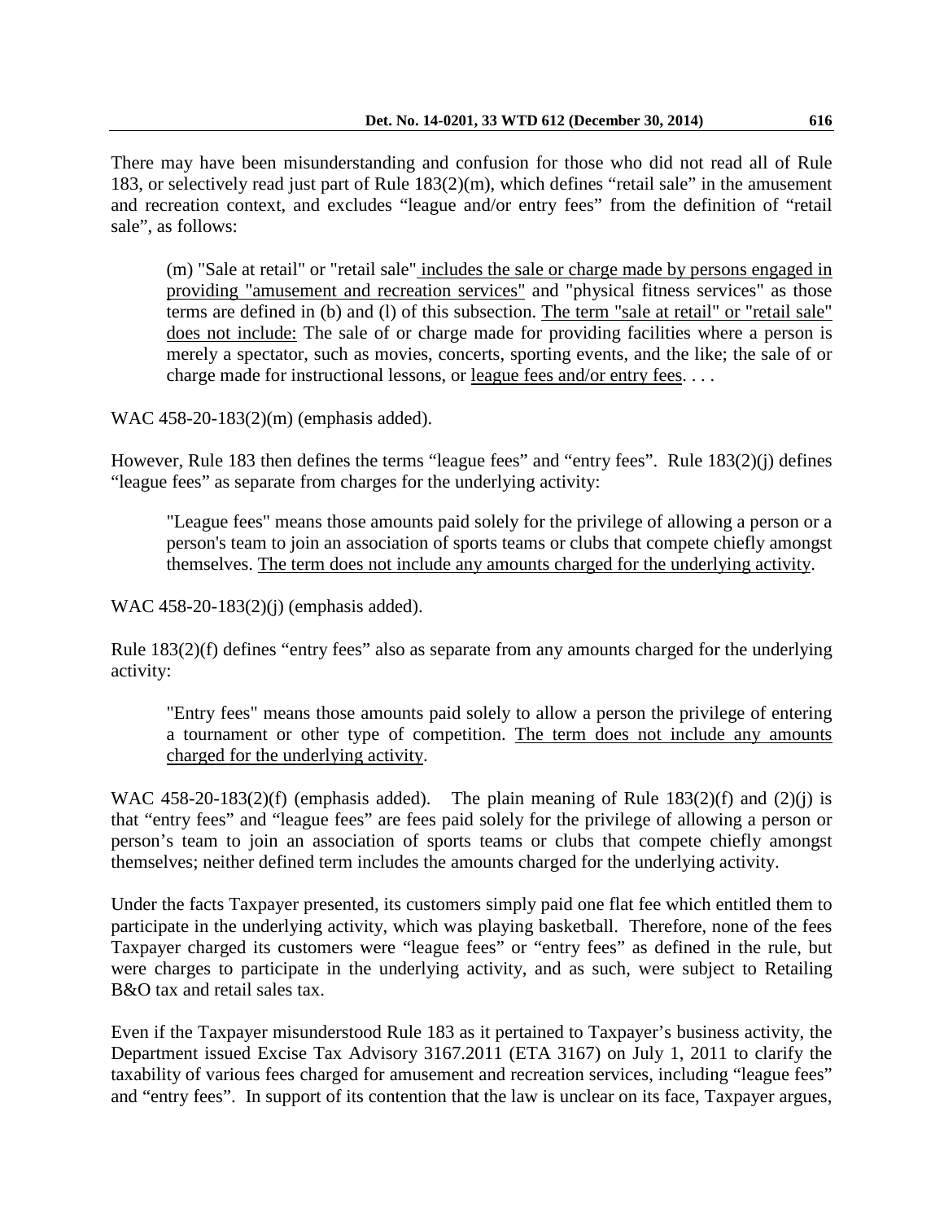There may have been misunderstanding and confusion for those who did not read all of Rule 183, or selectively read just part of Rule 183(2)(m), which defines "retail sale" in the amusement and recreation context, and excludes "league and/or entry fees" from the definition of "retail sale", as follows:

> (m) "Sale at retail" or "retail sale" <u>includes the sale or charge made by persons engaged in providing "amusement and recreation services"</u> and "physical fitness services" as those terms are defined in (b) and (l) of this subsection. <u>The term "sale at retail" or "retail sale" does not include:</u> The sale of or charge made for providing facilities where a person is merely a spectator, such as movies, concerts, sporting events, and the like; the sale of or charge made for instructional lessons, or <u>league fees and/or entry fees</u>. . . .

WAC 458-20-183(2)(m) (emphasis added).

However, Rule 183 then defines the terms "league fees" and "entry fees". Rule 183(2)(j) defines "league fees" as separate from charges for the underlying activity:

> "League fees" means those amounts paid solely for the privilege of allowing a person or a person's team to join an association of sports teams or clubs that compete chiefly amongst themselves. <u>The term does not include any amounts charged for the underlying activity</u>.

WAC 458-20-183(2)(j) (emphasis added).

Rule 183(2)(f) defines "entry fees" also as separate from any amounts charged for the underlying activity:

> "Entry fees" means those amounts paid solely to allow a person the privilege of entering a tournament or other type of competition. <u>The term does not include any amounts charged for the underlying activity</u>.

WAC 458-20-183(2)(f) (emphasis added). The plain meaning of Rule 183(2)(f) and (2)(j) is that "entry fees" and "league fees" are fees paid solely for the privilege of allowing a person or person's team to join an association of sports teams or clubs that compete chiefly amongst themselves; neither defined term includes the amounts charged for the underlying activity.

Under the facts Taxpayer presented, its customers simply paid one flat fee which entitled them to participate in the underlying activity, which was playing basketball. Therefore, none of the fees Taxpayer charged its customers were "league fees" or "entry fees" as defined in the rule, but were charges to participate in the underlying activity, and as such, were subject to Retailing B&O tax and retail sales tax.

Even if the Taxpayer misunderstood Rule 183 as it pertained to Taxpayer's business activity, the Department issued Excise Tax Advisory 3167.2011 (ETA 3167) on July 1, 2011 to clarify the taxability of various fees charged for amusement and recreation services, including "league fees" and "entry fees". In support of its contention that the law is unclear on its face, Taxpayer argues,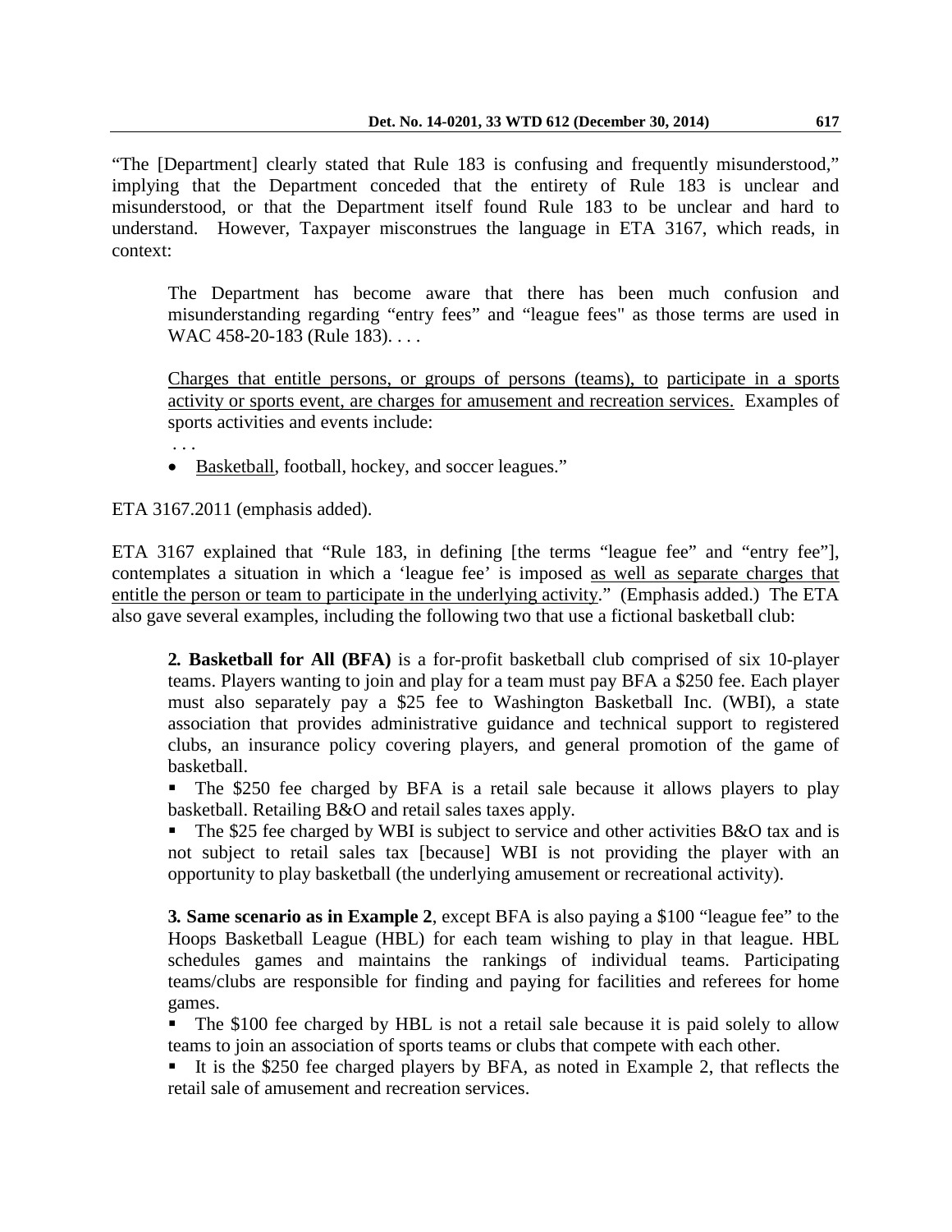"The [Department] clearly stated that Rule 183 is confusing and frequently misunderstood," implying that the Department conceded that the entirety of Rule 183 is unclear and misunderstood, or that the Department itself found Rule 183 to be unclear and hard to understand. However, Taxpayer misconstrues the language in ETA 3167, which reads, in context:

> The Department has become aware that there has been much confusion and misunderstanding regarding "entry fees" and "league fees" as those terms are used in WAC 458-20-183 (Rule 183). . . .
>
> <u>Charges that entitle persons, or groups of persons (teams), to participate in a sports activity or sports event, are charges for amusement and recreation services.</u> Examples of sports activities and events include:
>
> . . .
>
> - <u>Basketball</u>, football, hockey, and soccer leagues."

ETA 3167.2011 (emphasis added).

ETA 3167 explained that "Rule 183, in defining [the terms "league fee" and "entry fee"], contemplates a situation in which a 'league fee' is imposed <u>as well as separate charges that entitle the person or team to participate in the underlying activity</u>." (Emphasis added.) The ETA also gave several examples, including the following two that use a fictional basketball club:

> **2. Basketball for All (BFA)** is a for-profit basketball club comprised of six 10-player teams. Players wanting to join and play for a team must pay BFA a $250 fee. Each player must also separately pay a $25 fee to Washington Basketball Inc. (WBI), a state association that provides administrative guidance and technical support to registered clubs, an insurance policy covering players, and general promotion of the game of basketball.
>
> - The $250 fee charged by BFA is a retail sale because it allows players to play basketball. Retailing B&O and retail sales taxes apply.
> - The $25 fee charged by WBI is subject to service and other activities B&O tax and is not subject to retail sales tax [because] WBI is not providing the player with an opportunity to play basketball (the underlying amusement or recreational activity).
>
> **3. Same scenario as in Example 2**, except BFA is also paying a $100 "league fee" to the Hoops Basketball League (HBL) for each team wishing to play in that league. HBL schedules games and maintains the rankings of individual teams. Participating teams/clubs are responsible for finding and paying for facilities and referees for home games.
>
> - The $100 fee charged by HBL is not a retail sale because it is paid solely to allow teams to join an association of sports teams or clubs that compete with each other.
> - It is the $250 fee charged players by BFA, as noted in Example 2, that reflects the retail sale of amusement and recreation services.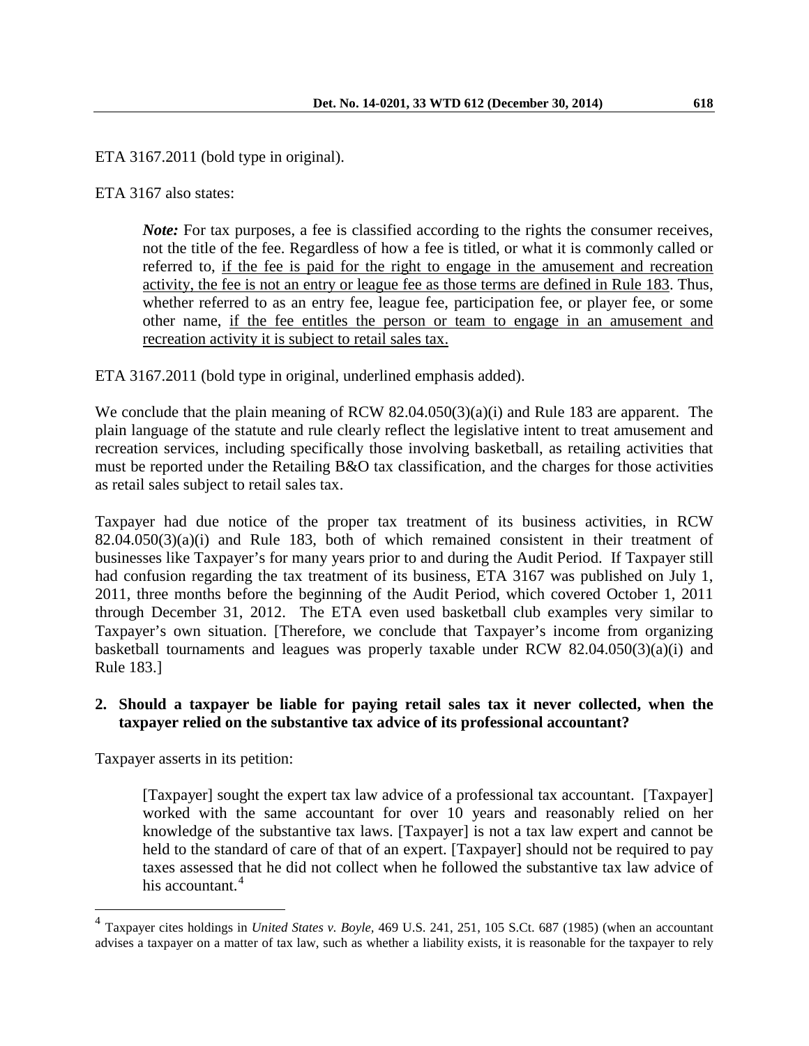ETA 3167.2011 (bold type in original).

ETA 3167 also states:

> ***Note:*** For tax purposes, a fee is classified according to the rights the consumer receives, not the title of the fee. Regardless of how a fee is titled, or what it is commonly called or referred to, <u>if the fee is paid for the right to engage in the amusement and recreation activity, the fee is not an entry or league fee as those terms are defined in Rule 183</u>. Thus, whether referred to as an entry fee, league fee, participation fee, or player fee, or some other name, <u>if the fee entitles the person or team to engage in an amusement and recreation activity it is subject to retail sales tax.</u>

ETA 3167.2011 (bold type in original, underlined emphasis added).

We conclude that the plain meaning of RCW 82.04.050(3)(a)(i) and Rule 183 are apparent. The plain language of the statute and rule clearly reflect the legislative intent to treat amusement and recreation services, including specifically those involving basketball, as retailing activities that must be reported under the Retailing B&O tax classification, and the charges for those activities as retail sales subject to retail sales tax.

Taxpayer had due notice of the proper tax treatment of its business activities, in RCW 82.04.050(3)(a)(i) and Rule 183, both of which remained consistent in their treatment of businesses like Taxpayer's for many years prior to and during the Audit Period. If Taxpayer still had confusion regarding the tax treatment of its business, ETA 3167 was published on July 1, 2011, three months before the beginning of the Audit Period, which covered October 1, 2011 through December 31, 2012. The ETA even used basketball club examples very similar to Taxpayer's own situation. [Therefore, we conclude that Taxpayer's income from organizing basketball tournaments and leagues was properly taxable under RCW 82.04.050(3)(a)(i) and Rule 183.]

**2. Should a taxpayer be liable for paying retail sales tax it never collected, when the taxpayer relied on the substantive tax advice of its professional accountant?**

Taxpayer asserts in its petition:

> [Taxpayer] sought the expert tax law advice of a professional tax accountant. [Taxpayer] worked with the same accountant for over 10 years and reasonably relied on her knowledge of the substantive tax laws. [Taxpayer] is not a tax law expert and cannot be held to the standard of care of that of an expert. [Taxpayer] should not be required to pay taxes assessed that he did not collect when he followed the substantive tax law advice of his accountant.[4]

---

[4] Taxpayer cites holdings in *United States v. Boyle*, 469 U.S. 241, 251, 105 S.Ct. 687 (1985) (when an accountant advises a taxpayer on a matter of tax law, such as whether a liability exists, it is reasonable for the taxpayer to rely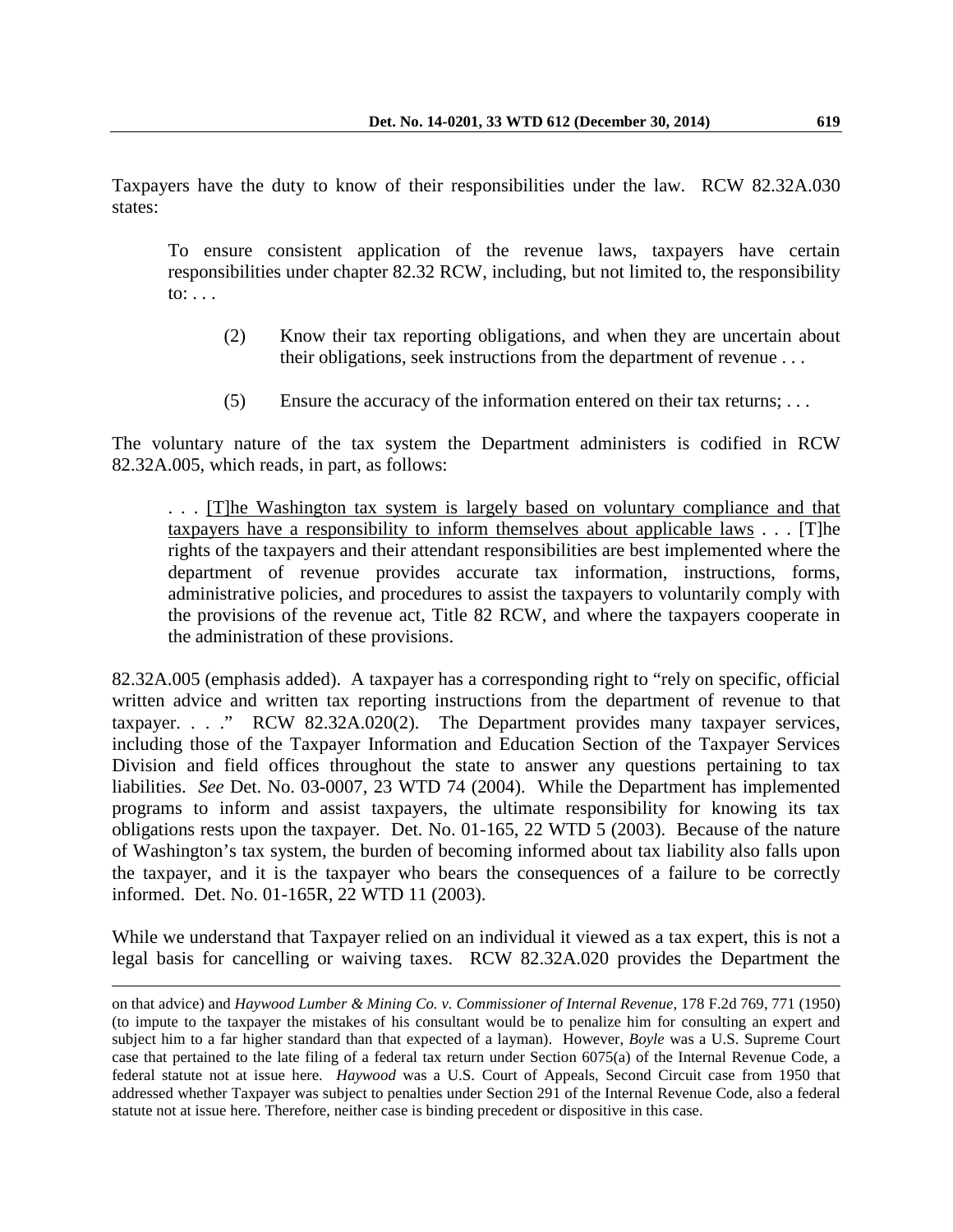Taxpayers have the duty to know of their responsibilities under the law. RCW 82.32A.030 states:

> To ensure consistent application of the revenue laws, taxpayers have certain responsibilities under chapter 82.32 RCW, including, but not limited to, the responsibility to: . . .
>
> (2) Know their tax reporting obligations, and when they are uncertain about their obligations, seek instructions from the department of revenue . . .
>
> (5) Ensure the accuracy of the information entered on their tax returns; . . .

The voluntary nature of the tax system the Department administers is codified in RCW 82.32A.005, which reads, in part, as follows:

> . . . <u>[T]he Washington tax system is largely based on voluntary compliance and that taxpayers have a responsibility to inform themselves about applicable laws</u> . . . [T]he rights of the taxpayers and their attendant responsibilities are best implemented where the department of revenue provides accurate tax information, instructions, forms, administrative policies, and procedures to assist the taxpayers to voluntarily comply with the provisions of the revenue act, Title 82 RCW, and where the taxpayers cooperate in the administration of these provisions.

82.32A.005 (emphasis added). A taxpayer has a corresponding right to "rely on specific, official written advice and written tax reporting instructions from the department of revenue to that taxpayer. . . ." RCW 82.32A.020(2). The Department provides many taxpayer services, including those of the Taxpayer Information and Education Section of the Taxpayer Services Division and field offices throughout the state to answer any questions pertaining to tax liabilities. *See* Det. No. 03-0007, 23 WTD 74 (2004). While the Department has implemented programs to inform and assist taxpayers, the ultimate responsibility for knowing its tax obligations rests upon the taxpayer. Det. No. 01-165, 22 WTD 5 (2003). Because of the nature of Washington's tax system, the burden of becoming informed about tax liability also falls upon the taxpayer, and it is the taxpayer who bears the consequences of a failure to be correctly informed. Det. No. 01-165R, 22 WTD 11 (2003).

While we understand that Taxpayer relied on an individual it viewed as a tax expert, this is not a legal basis for cancelling or waiving taxes. RCW 82.32A.020 provides the Department the

---

on that advice) and *Haywood Lumber & Mining Co. v. Commissioner of Internal Revenue,* 178 F.2d 769, 771 (1950) (to impute to the taxpayer the mistakes of his consultant would be to penalize him for consulting an expert and subject him to a far higher standard than that expected of a layman). However, *Boyle* was a U.S. Supreme Court case that pertained to the late filing of a federal tax return under Section 6075(a) of the Internal Revenue Code, a federal statute not at issue here. *Haywood* was a U.S. Court of Appeals, Second Circuit case from 1950 that addressed whether Taxpayer was subject to penalties under Section 291 of the Internal Revenue Code, also a federal statute not at issue here. Therefore, neither case is binding precedent or dispositive in this case.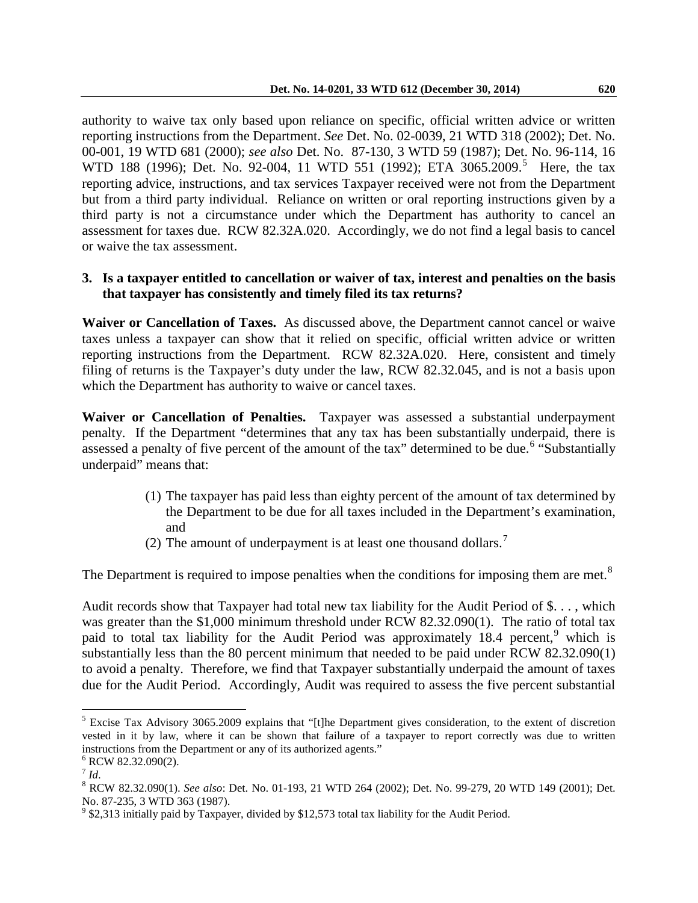authority to waive tax only based upon reliance on specific, official written advice or written reporting instructions from the Department. *See* Det. No. 02-0039, 21 WTD 318 (2002); Det. No. 00-001, 19 WTD 681 (2000); *see also* Det. No. 87-130, 3 WTD 59 (1987); Det. No. 96-114, 16 WTD 188 (1996); Det. No. 92-004, 11 WTD 551 (1992); ETA 3065.2009.[5] Here, the tax reporting advice, instructions, and tax services Taxpayer received were not from the Department but from a third party individual. Reliance on written or oral reporting instructions given by a third party is not a circumstance under which the Department has authority to cancel an assessment for taxes due. RCW 82.32A.020. Accordingly, we do not find a legal basis to cancel or waive the tax assessment.

### 3. Is a taxpayer entitled to cancellation or waiver of tax, interest and penalties on the basis that taxpayer has consistently and timely filed its tax returns?

**Waiver or Cancellation of Taxes.** As discussed above, the Department cannot cancel or waive taxes unless a taxpayer can show that it relied on specific, official written advice or written reporting instructions from the Department. RCW 82.32A.020. Here, consistent and timely filing of returns is the Taxpayer's duty under the law, RCW 82.32.045, and is not a basis upon which the Department has authority to waive or cancel taxes.

**Waiver or Cancellation of Penalties.** Taxpayer was assessed a substantial underpayment penalty. If the Department "determines that any tax has been substantially underpaid, there is assessed a penalty of five percent of the amount of the tax" determined to be due.[6] "Substantially underpaid" means that:

> (1) The taxpayer has paid less than eighty percent of the amount of tax determined by the Department to be due for all taxes included in the Department's examination, and
>
> (2) The amount of underpayment is at least one thousand dollars.[7]

The Department is required to impose penalties when the conditions for imposing them are met.[8]

Audit records show that Taxpayer had total new tax liability for the Audit Period of $. . . , which was greater than the $1,000 minimum threshold under RCW 82.32.090(1). The ratio of total tax paid to total tax liability for the Audit Period was approximately 18.4 percent,[9] which is substantially less than the 80 percent minimum that needed to be paid under RCW 82.32.090(1) to avoid a penalty. Therefore, we find that Taxpayer substantially underpaid the amount of taxes due for the Audit Period. Accordingly, Audit was required to assess the five percent substantial

---

[5] Excise Tax Advisory 3065.2009 explains that "[t]he Department gives consideration, to the extent of discretion vested in it by law, where it can be shown that failure of a taxpayer to report correctly was due to written instructions from the Department or any of its authorized agents."

[6] RCW 82.32.090(2).

[7] *Id*.

[8] RCW 82.32.090(1). *See also*: Det. No. 01-193, 21 WTD 264 (2002); Det. No. 99-279, 20 WTD 149 (2001); Det. No. 87-235, 3 WTD 363 (1987).

[9] $2,313 initially paid by Taxpayer, divided by $12,573 total tax liability for the Audit Period.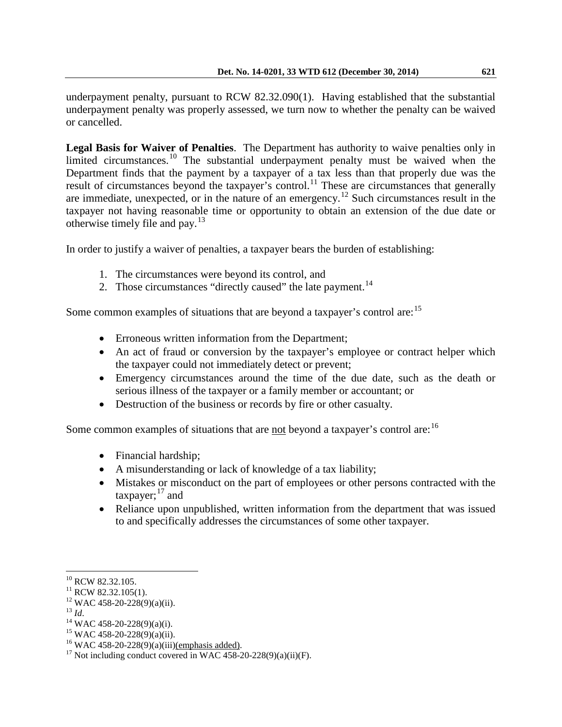underpayment penalty, pursuant to RCW 82.32.090(1). Having established that the substantial underpayment penalty was properly assessed, we turn now to whether the penalty can be waived or cancelled.

**Legal Basis for Waiver of Penalties**. The Department has authority to waive penalties only in limited circumstances.[10] The substantial underpayment penalty must be waived when the Department finds that the payment by a taxpayer of a tax less than that properly due was the result of circumstances beyond the taxpayer's control.[11] These are circumstances that generally are immediate, unexpected, or in the nature of an emergency.[12] Such circumstances result in the taxpayer not having reasonable time or opportunity to obtain an extension of the due date or otherwise timely file and pay.[13]

In order to justify a waiver of penalties, a taxpayer bears the burden of establishing:

1. The circumstances were beyond its control, and
2. Those circumstances "directly caused" the late payment.[14]

Some common examples of situations that are beyond a taxpayer's control are:[15]

- Erroneous written information from the Department;
- An act of fraud or conversion by the taxpayer's employee or contract helper which the taxpayer could not immediately detect or prevent;
- Emergency circumstances around the time of the due date, such as the death or serious illness of the taxpayer or a family member or accountant; or
- Destruction of the business or records by fire or other casualty.

Some common examples of situations that are <u>not</u> beyond a taxpayer's control are:[16]

- Financial hardship;
- A misunderstanding or lack of knowledge of a tax liability;
- Mistakes or misconduct on the part of employees or other persons contracted with the taxpayer;[17] and
- Reliance upon unpublished, written information from the department that was issued to and specifically addresses the circumstances of some other taxpayer.

---

[10] RCW 82.32.105.
[11] RCW 82.32.105(1).
[12] WAC 458-20-228(9)(a)(ii).
[13] *Id*.
[14] WAC 458-20-228(9)(a)(i).
[15] WAC 458-20-228(9)(a)(ii).
[16] WAC 458-20-228(9)(a)(iii)<u>(emphasis added)</u>.
[17] Not including conduct covered in WAC 458-20-228(9)(a)(ii)(F).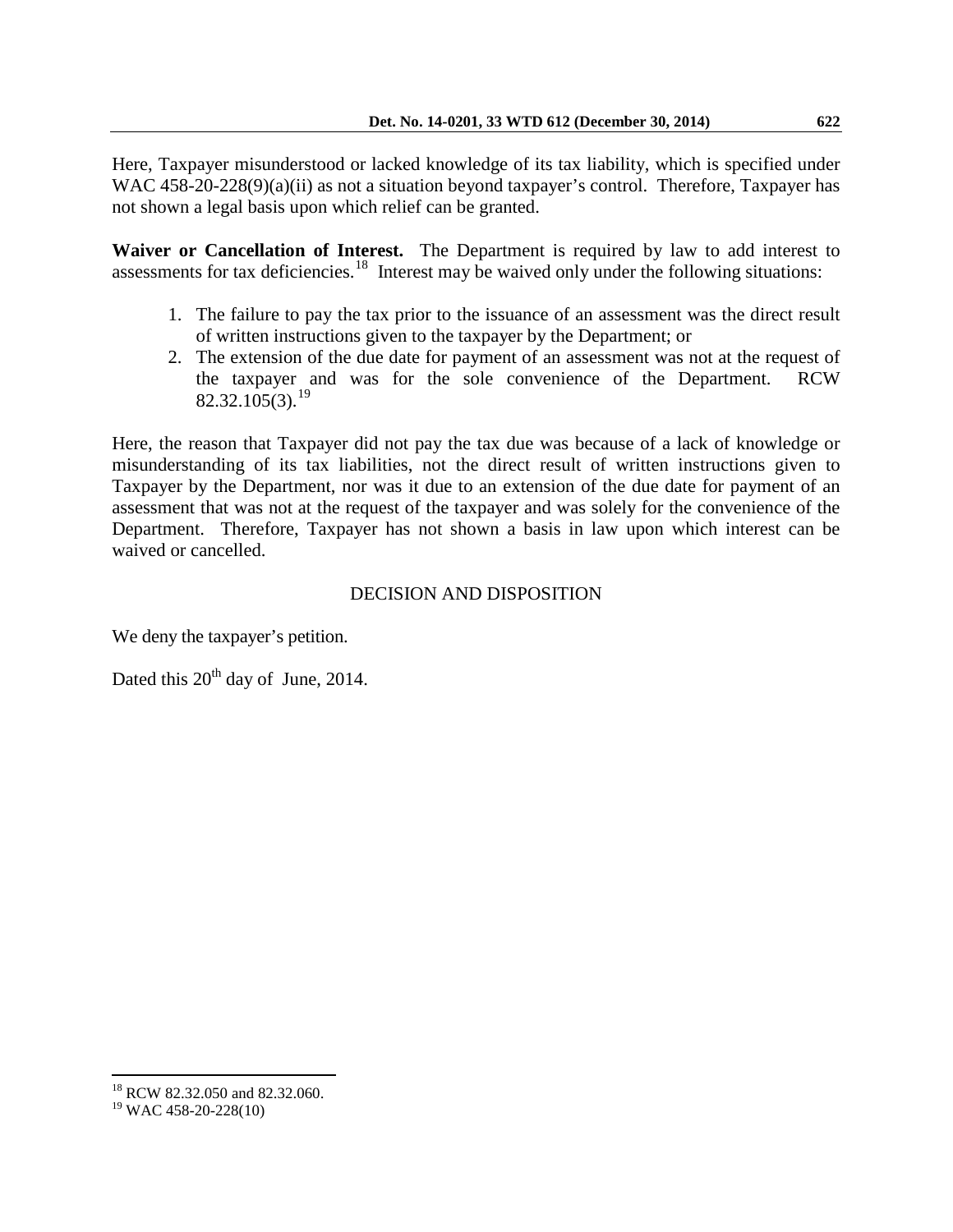Here, Taxpayer misunderstood or lacked knowledge of its tax liability, which is specified under WAC 458-20-228(9)(a)(ii) as not a situation beyond taxpayer's control. Therefore, Taxpayer has not shown a legal basis upon which relief can be granted.

**Waiver or Cancellation of Interest.** The Department is required by law to add interest to assessments for tax deficiencies.[18] Interest may be waived only under the following situations:

1. The failure to pay the tax prior to the issuance of an assessment was the direct result of written instructions given to the taxpayer by the Department; or
2. The extension of the due date for payment of an assessment was not at the request of the taxpayer and was for the sole convenience of the Department. RCW 82.32.105(3).[19]

Here, the reason that Taxpayer did not pay the tax due was because of a lack of knowledge or misunderstanding of its tax liabilities, not the direct result of written instructions given to Taxpayer by the Department, nor was it due to an extension of the due date for payment of an assessment that was not at the request of the taxpayer and was solely for the convenience of the Department. Therefore, Taxpayer has not shown a basis in law upon which interest can be waived or cancelled.

DECISION AND DISPOSITION

We deny the taxpayer's petition.

Dated this 20th day of June, 2014.

---

[18] RCW 82.32.050 and 82.32.060.

[19] WAC 458-20-228(10)